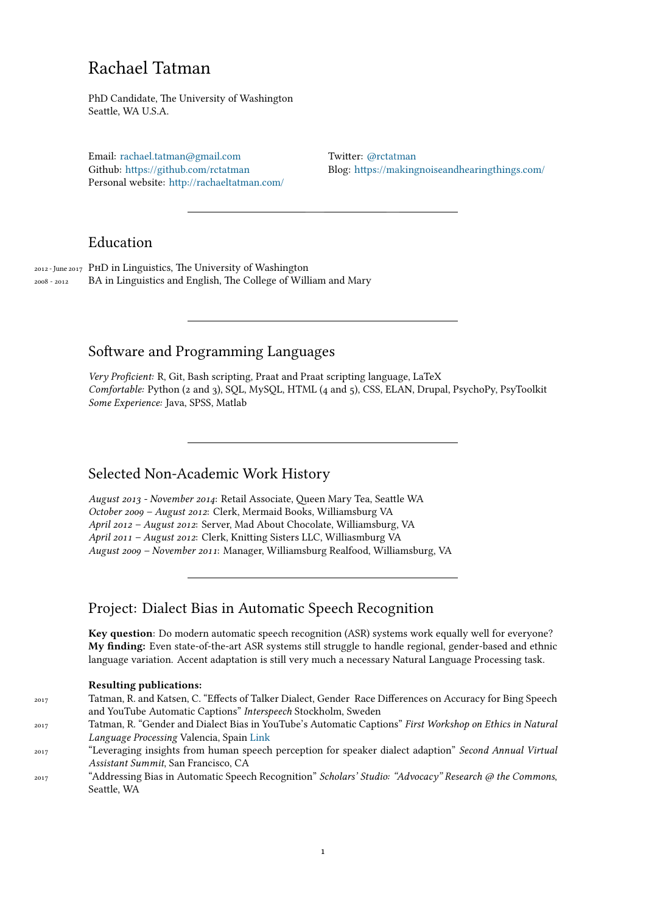# Rachael Tatman

PhD Candidate, The University of Washington
Seattle, WA U.S.A.

Email: rachael.tatman@gmail.com
Github: https://github.com/rctatman
Personal website: http://rachaeltatman.com/
Twitter: @rctatman
Blog: https://makingnoiseandhearingthings.com/

---

## Education

2012 - June 2017 PhD in Linguistics, The University of Washington
2008 - 2012 BA in Linguistics and English, The College of William and Mary

---

## Software and Programming Languages

*Very Proficient:* R, Git, Bash scripting, Praat and Praat scripting language, LaTeX
*Comfortable:* Python (2 and 3), SQL, MySQL, HTML (4 and 5), CSS, ELAN, Drupal, PsychoPy, PsyToolkit
*Some Experience:* Java, SPSS, Matlab

---

## Selected Non-Academic Work History

*August 2013 - November 2014*: Retail Associate, Queen Mary Tea, Seattle WA
*October 2009 – August 2012*: Clerk, Mermaid Books, Williamsburg VA
*April 2012 – August 2012*: Server, Mad About Chocolate, Williamsburg, VA
*April 2011 – August 2012*: Clerk, Knitting Sisters LLC, Williasmburg VA
*August 2009 – November 2011*: Manager, Williamsburg Realfood, Williamsburg, VA

---

## Project: Dialect Bias in Automatic Speech Recognition

**Key question**: Do modern automatic speech recognition (ASR) systems work equally well for everyone?
**My finding:** Even state-of-the-art ASR systems still struggle to handle regional, gender-based and ethnic language variation. Accent adaptation is still very much a necessary Natural Language Processing task.

**Resulting publications:**

2017 Tatman, R. and Katsen, C. "Effects of Talker Dialect, Gender Race Differences on Accuracy for Bing Speech and YouTube Automatic Captions" *Interspeech* Stockholm, Sweden

2017 Tatman, R. "Gender and Dialect Bias in YouTube's Automatic Captions" *First Workshop on Ethics in Natural Language Processing* Valencia, Spain Link

2017 "Leveraging insights from human speech perception for speaker dialect adaption" *Second Annual Virtual Assistant Summit*, San Francisco, CA

2017 "Addressing Bias in Automatic Speech Recognition" *Scholars' Studio: "Advocacy" Research @ the Commons*, Seattle, WA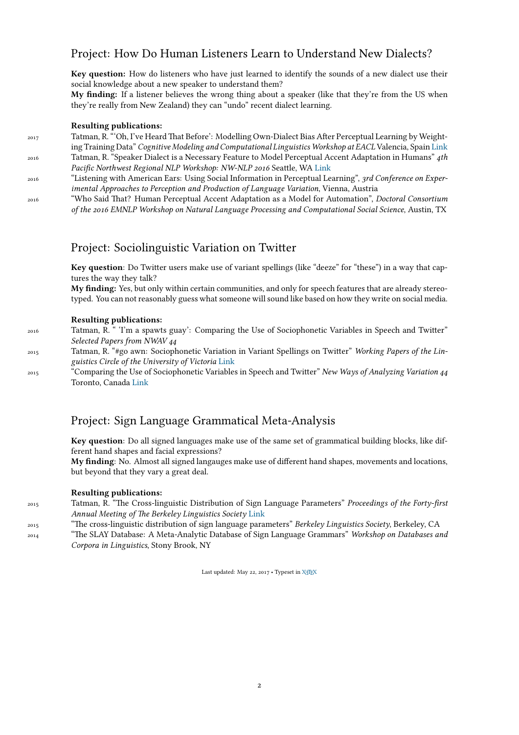## Project: How Do Human Listeners Learn to Understand New Dialects?

**Key question:** How do listeners who have just learned to identify the sounds of a new dialect use their social knowledge about a new speaker to understand them?
**My finding:** If a listener believes the wrong thing about a speaker (like that they're from the US when they're really from New Zealand) they can "undo" recent dialect learning.

**Resulting publications:**

2017 Tatman, R. "'Oh, I've Heard That Before': Modelling Own-Dialect Bias After Perceptual Learning by Weighting Training Data" *Cognitive Modeling and Computational Linguistics Workshop at EACL* Valencia, Spain Link

2016 Tatman, R. "Speaker Dialect is a Necessary Feature to Model Perceptual Accent Adaptation in Humans" *4th Pacific Northwest Regional NLP Workshop: NW-NLP 2016* Seattle, WA Link

2016 "Listening with American Ears: Using Social Information in Perceptual Learning", *3rd Conference on Experimental Approaches to Perception and Production of Language Variation*, Vienna, Austria

2016 "Who Said That? Human Perceptual Accent Adaptation as a Model for Automation", *Doctoral Consortium of the 2016 EMNLP Workshop on Natural Language Processing and Computational Social Science*, Austin, TX

## Project: Sociolinguistic Variation on Twitter

**Key question**: Do Twitter users make use of variant spellings (like "deeze" for "these") in a way that captures the way they talk?
**My finding:** Yes, but only within certain communities, and only for speech features that are already stereotyped. You can not reasonably guess what someone will sound like based on how they write on social media.

**Resulting publications:**

2016 Tatman, R. " 'I'm a spawts guay': Comparing the Use of Sociophonetic Variables in Speech and Twitter" *Selected Papers from NWAV 44*

2015 Tatman, R. "#go awn: Sociophonetic Variation in Variant Spellings on Twitter" *Working Papers of the Linguistics Circle of the University of Victoria* Link

2015 "Comparing the Use of Sociophonetic Variables in Speech and Twitter" *New Ways of Analyzing Variation 44* Toronto, Canada Link

## Project: Sign Language Grammatical Meta-Analysis

**Key question**: Do all signed languages make use of the same set of grammatical building blocks, like different hand shapes and facial expressions?
**My finding**: No. Almost all signed langauges make use of different hand shapes, movements and locations, but beyond that they vary a great deal.

**Resulting publications:**

2015 Tatman, R. "The Cross-linguistic Distribution of Sign Language Parameters" *Proceedings of the Forty-first Annual Meeting of The Berkeley Linguistics Society* Link

2015 "The cross-linguistic distribution of sign language parameters" *Berkeley Linguistics Society*, Berkeley, CA

2014 "The SLAY Database: A Meta-Analytic Database of Sign Language Grammars" *Workshop on Databases and Corpora in Linguistics*, Stony Brook, NY

Last updated: May 22, 2017 • Typeset in XƎTEX